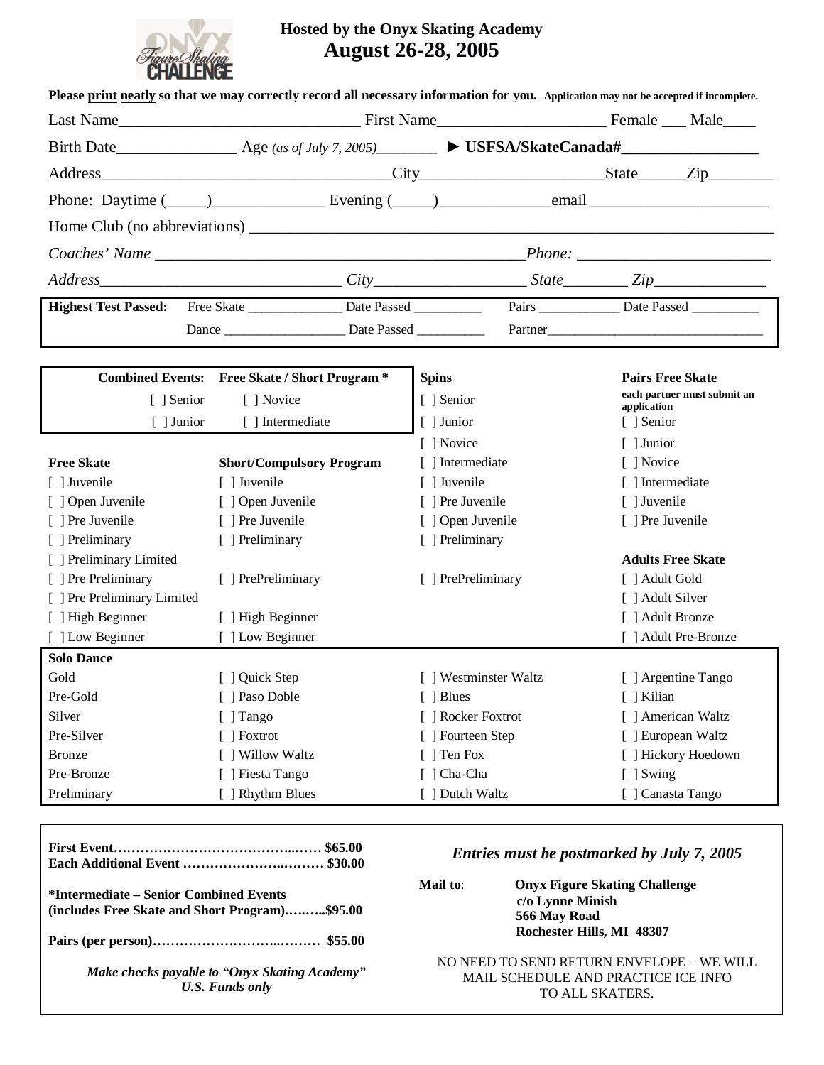**Hosted by the Onyx Skating Academy**
**August 26-28, 2005**

**Please print neatly so that we may correctly record all necessary information for you.** Application may not be accepted if incomplete.

Last Name______________________________ First Name_____________________ Female ___ Male____

Birth Date_______________ Age *(as of July 7, 2005)*________ ► **USFSA/SkateCanada#_________________**

Address___________________________________City______________________State______Zip________

Phone: Daytime (_____)______________ Evening (_____)_____________email _____________________

Home Club (no abbreviations) ______________________________________________________________

*Coaches' Name* ______________________________________________*Phone:* _______________________

*Address*______________________________ *City*___________________ *State*________ *Zip*______________

**Highest Test Passed:** Free Skate ______________ Date Passed __________ Pairs ____________ Date Passed __________

Dance __________________ Date Passed __________ Partner________________________________

| Combined Events: | Free Skate / Short Program * | Spins | Pairs Free Skate<br>each partner must submit an application |
|---|---|---|---|
| [ ] Senior | [ ] Novice | [ ] Senior | |
| [ ] Junior | [ ] Intermediate | [ ] Junior | [ ] Senior |
| | | [ ] Novice | [ ] Junior |
| **Free Skate** | **Short/Compulsory Program** | [ ] Intermediate | [ ] Novice |
| [ ] Juvenile | [ ] Juvenile | [ ] Juvenile | [ ] Intermediate |
| [ ] Open Juvenile | [ ] Open Juvenile | [ ] Pre Juvenile | [ ] Juvenile |
| [ ] Pre Juvenile | [ ] Pre Juvenile | [ ] Open Juvenile | [ ] Pre Juvenile |
| [ ] Preliminary | [ ] Preliminary | [ ] Preliminary | |
| [ ] Preliminary Limited | | | **Adults Free Skate** |
| [ ] Pre Preliminary | [ ] PrePreliminary | [ ] PrePreliminary | [ ] Adult Gold |
| [ ] Pre Preliminary Limited | | | [ ] Adult Silver |
| [ ] High Beginner | [ ] High Beginner | | [ ] Adult Bronze |
| [ ] Low Beginner | [ ] Low Beginner | | [ ] Adult Pre-Bronze |

| Solo Dance | | | |
|---|---|---|---|
| Gold | [ ] Quick Step | [ ] Westminster Waltz | [ ] Argentine Tango |
| Pre-Gold | [ ] Paso Doble | [ ] Blues | [ ] Kilian |
| Silver | [ ] Tango | [ ] Rocker Foxtrot | [ ] American Waltz |
| Pre-Silver | [ ] Foxtrot | [ ] Fourteen Step | [ ] European Waltz |
| Bronze | [ ] Willow Waltz | [ ] Ten Fox | [ ] Hickory Hoedown |
| Pre-Bronze | [ ] Fiesta Tango | [ ] Cha-Cha | [ ] Swing |
| Preliminary | [ ] Rhythm Blues | [ ] Dutch Waltz | [ ] Canasta Tango |

**First Event…………………………………..…… $65.00**
**Each Additional Event ……………………..……… $30.00**

**\*Intermediate – Senior Combined Events**
**(includes Free Skate and Short Program)…..…..$95.00**

**Pairs (per person)…………………………..……… $55.00**

***Make checks payable to "Onyx Skating Academy"***
***U.S. Funds only***

***Entries must be postmarked by July 7, 2005***

**Mail to**: **Onyx Figure Skating Challenge**
**c/o Lynne Minish**
**566 May Road**
**Rochester Hills, MI 48307**

NO NEED TO SEND RETURN ENVELOPE – WE WILL MAIL SCHEDULE AND PRACTICE ICE INFO TO ALL SKATERS.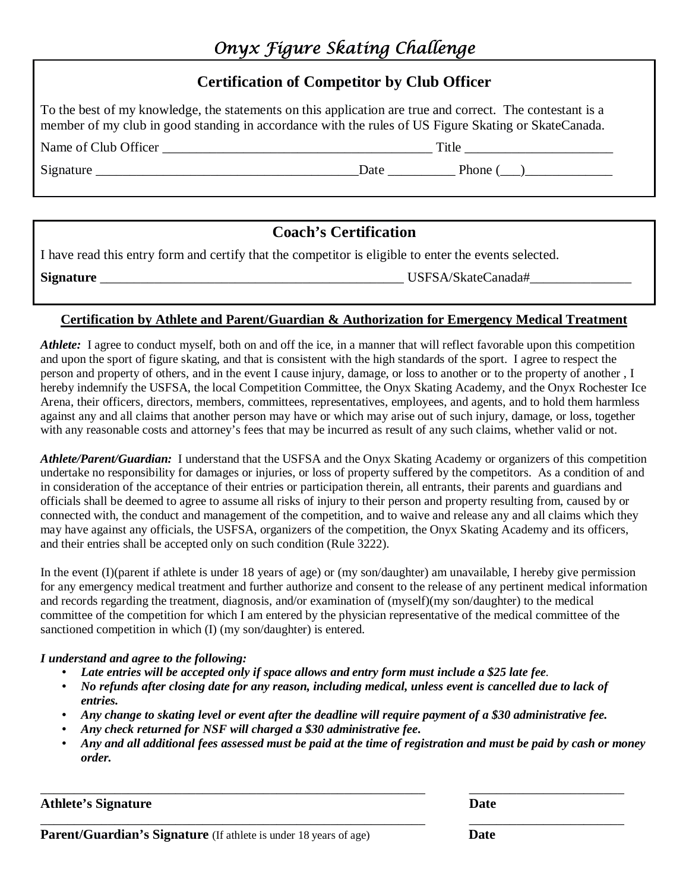# *Onyx Figure Skating Challenge*

## Certification of Competitor by Club Officer

To the best of my knowledge, the statements on this application are true and correct. The contestant is a member of my club in good standing in accordance with the rules of US Figure Skating or SkateCanada.

Name of Club Officer _______________________________________ Title _____________________

Signature ______________________________________Date __________ Phone (___)_____________

## Coach's Certification

I have read this entry form and certify that the competitor is eligible to enter the events selected.

**Signature** ____________________________________________ USFSA/SkateCanada#_______________

### <u>Certification by Athlete and Parent/Guardian & Authorization for Emergency Medical Treatment</u>

***Athlete:*** I agree to conduct myself, both on and off the ice, in a manner that will reflect favorable upon this competition and upon the sport of figure skating, and that is consistent with the high standards of the sport. I agree to respect the person and property of others, and in the event I cause injury, damage, or loss to another or to the property of another , I hereby indemnify the USFSA, the local Competition Committee, the Onyx Skating Academy, and the Onyx Rochester Ice Arena, their officers, directors, members, committees, representatives, employees, and agents, and to hold them harmless against any and all claims that another person may have or which may arise out of such injury, damage, or loss, together with any reasonable costs and attorney's fees that may be incurred as result of any such claims, whether valid or not.

***Athlete/Parent/Guardian:*** I understand that the USFSA and the Onyx Skating Academy or organizers of this competition undertake no responsibility for damages or injuries, or loss of property suffered by the competitors. As a condition of and in consideration of the acceptance of their entries or participation therein, all entrants, their parents and guardians and officials shall be deemed to agree to assume all risks of injury to their person and property resulting from, caused by or connected with, the conduct and management of the competition, and to waive and release any and all claims which they may have against any officials, the USFSA, organizers of the competition, the Onyx Skating Academy and its officers, and their entries shall be accepted only on such condition (Rule 3222).

In the event (I)(parent if athlete is under 18 years of age) or (my son/daughter) am unavailable, I hereby give permission for any emergency medical treatment and further authorize and consent to the release of any pertinent medical information and records regarding the treatment, diagnosis, and/or examination of (myself)(my son/daughter) to the medical committee of the competition for which I am entered by the physician representative of the medical committee of the sanctioned competition in which (I) (my son/daughter) is entered.

***I understand and agree to the following:***

- ***Late entries will be accepted only if space allows and entry form must include a $25 late fee.***
- ***No refunds after closing date for any reason, including medical, unless event is cancelled due to lack of entries.***
- ***Any change to skating level or event after the deadline will require payment of a $30 administrative fee.***
- ***Any check returned for NSF will charged a $30 administrative fee.***
- ***Any and all additional fees assessed must be paid at the time of registration and must be paid by cash or money order.***

_____________________________________________________________ _______________________

**Athlete's Signature** **Date**

_____________________________________________________________ _______________________

**Parent/Guardian's Signature** (If athlete is under 18 years of age) **Date**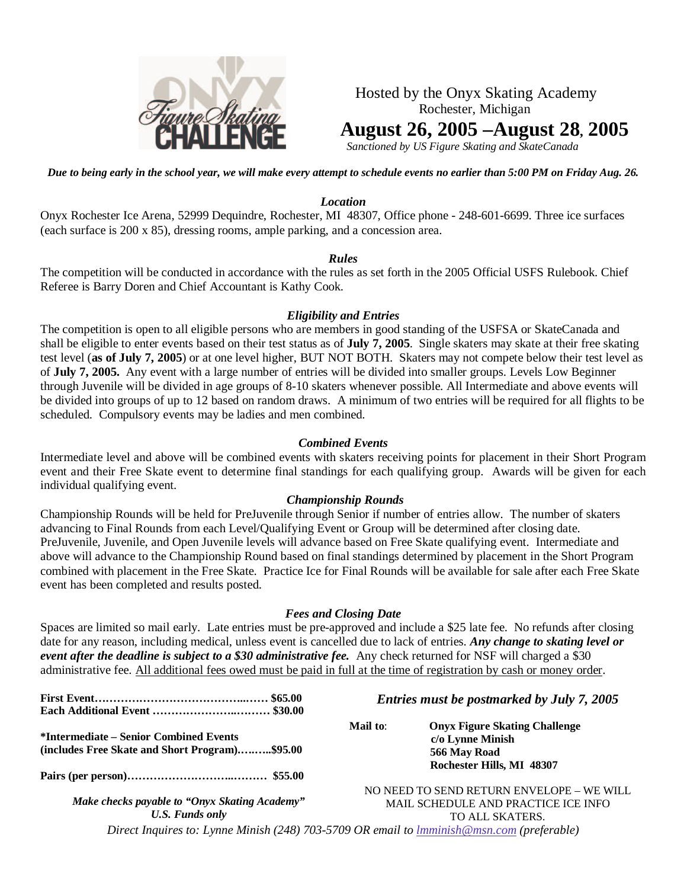Hosted by the Onyx Skating Academy

Rochester, Michigan

# August 26, 2005 –August 28, 2005

*Sanctioned by US Figure Skating and SkateCanada*

***Due to being early in the school year, we will make every attempt to schedule events no earlier than 5:00 PM on Friday Aug. 26.***

### *Location*

Onyx Rochester Ice Arena, 52999 Dequindre, Rochester, MI 48307, Office phone - 248-601-6699. Three ice surfaces (each surface is 200 x 85), dressing rooms, ample parking, and a concession area.

### *Rules*

The competition will be conducted in accordance with the rules as set forth in the 2005 Official USFS Rulebook. Chief Referee is Barry Doren and Chief Accountant is Kathy Cook.

### *Eligibility and Entries*

The competition is open to all eligible persons who are members in good standing of the USFSA or SkateCanada and shall be eligible to enter events based on their test status as of **July 7, 2005**. Single skaters may skate at their free skating test level (**as of July 7, 2005**) or at one level higher, BUT NOT BOTH. Skaters may not compete below their test level as of **July 7, 2005.** Any event with a large number of entries will be divided into smaller groups. Levels Low Beginner through Juvenile will be divided in age groups of 8-10 skaters whenever possible. All Intermediate and above events will be divided into groups of up to 12 based on random draws. A minimum of two entries will be required for all flights to be scheduled. Compulsory events may be ladies and men combined.

### *Combined Events*

Intermediate level and above will be combined events with skaters receiving points for placement in their Short Program event and their Free Skate event to determine final standings for each qualifying group. Awards will be given for each individual qualifying event.

### *Championship Rounds*

Championship Rounds will be held for PreJuvenile through Senior if number of entries allow. The number of skaters advancing to Final Rounds from each Level/Qualifying Event or Group will be determined after closing date. PreJuvenile, Juvenile, and Open Juvenile levels will advance based on Free Skate qualifying event. Intermediate and above will advance to the Championship Round based on final standings determined by placement in the Short Program combined with placement in the Free Skate. Practice Ice for Final Rounds will be available for sale after each Free Skate event has been completed and results posted.

### *Fees and Closing Date*

Spaces are limited so mail early. Late entries must be pre-approved and include a $25 late fee. No refunds after closing date for any reason, including medical, unless event is cancelled due to lack of entries. ***Any change to skating level or event after the deadline is subject to a $30 administrative fee.*** Any check returned for NSF will charged a $30 administrative fee. All additional fees owed must be paid in full at the time of registration by cash or money order.

**First Event……………………………………..…… $65.00**
**Each Additional Event ……………………..……… $30.00**

**\*Intermediate – Senior Combined Events**
**(includes Free Skate and Short Program)….…..$95.00**

**Pairs (per person)………………………..……… $55.00**

***Make checks payable to "Onyx Skating Academy"***
***U.S. Funds only***

***Entries must be postmarked by July 7, 2005***

**Mail to**:
**Onyx Figure Skating Challenge**
**c/o Lynne Minish**
**566 May Road**
**Rochester Hills, MI 48307**

NO NEED TO SEND RETURN ENVELOPE – WE WILL MAIL SCHEDULE AND PRACTICE ICE INFO TO ALL SKATERS.

*Direct Inquires to: Lynne Minish (248) 703-5709 OR email to lmminish@msn.com (preferable)*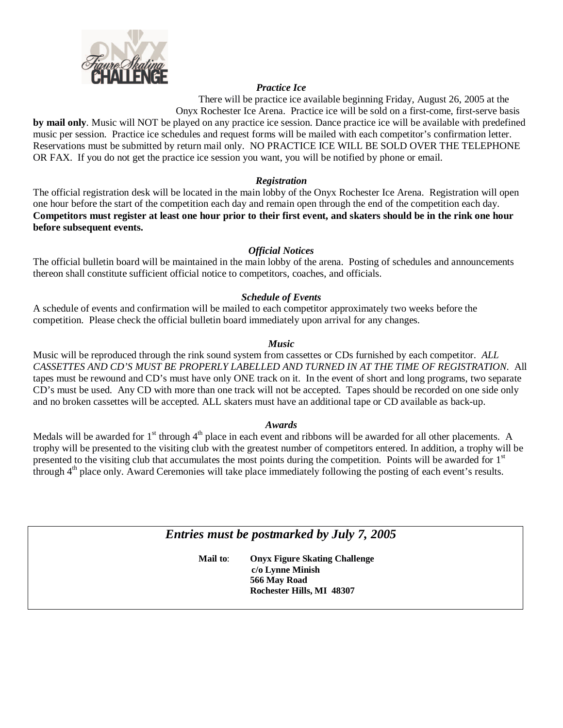### *Practice Ice*

There will be practice ice available beginning Friday, August 26, 2005 at the Onyx Rochester Ice Arena. Practice ice will be sold on a first-come, first-serve basis **by mail only**. Music will NOT be played on any practice ice session. Dance practice ice will be available with predefined music per session. Practice ice schedules and request forms will be mailed with each competitor's confirmation letter. Reservations must be submitted by return mail only. NO PRACTICE ICE WILL BE SOLD OVER THE TELEPHONE OR FAX. If you do not get the practice ice session you want, you will be notified by phone or email.

### *Registration*

The official registration desk will be located in the main lobby of the Onyx Rochester Ice Arena. Registration will open one hour before the start of the competition each day and remain open through the end of the competition each day. **Competitors must register at least one hour prior to their first event, and skaters should be in the rink one hour before subsequent events.**

### *Official Notices*

The official bulletin board will be maintained in the main lobby of the arena. Posting of schedules and announcements thereon shall constitute sufficient official notice to competitors, coaches, and officials.

### *Schedule of Events*

A schedule of events and confirmation will be mailed to each competitor approximately two weeks before the competition. Please check the official bulletin board immediately upon arrival for any changes.

### *Music*

Music will be reproduced through the rink sound system from cassettes or CDs furnished by each competitor. *ALL CASSETTES AND CD'S MUST BE PROPERLY LABELLED AND TURNED IN AT THE TIME OF REGISTRATION*. All tapes must be rewound and CD's must have only ONE track on it. In the event of short and long programs, two separate CD's must be used. Any CD with more than one track will not be accepted. Tapes should be recorded on one side only and no broken cassettes will be accepted. ALL skaters must have an additional tape or CD available as back-up.

### *Awards*

Medals will be awarded for 1st through 4th place in each event and ribbons will be awarded for all other placements. A trophy will be presented to the visiting club with the greatest number of competitors entered. In addition, a trophy will be presented to the visiting club that accumulates the most points during the competition. Points will be awarded for 1st through 4th place only. Award Ceremonies will take place immediately following the posting of each event's results.

## *Entries must be postmarked by July 7, 2005*

**Mail to**: **Onyx Figure Skating Challenge**
**c/o Lynne Minish**
**566 May Road**
**Rochester Hills, MI 48307**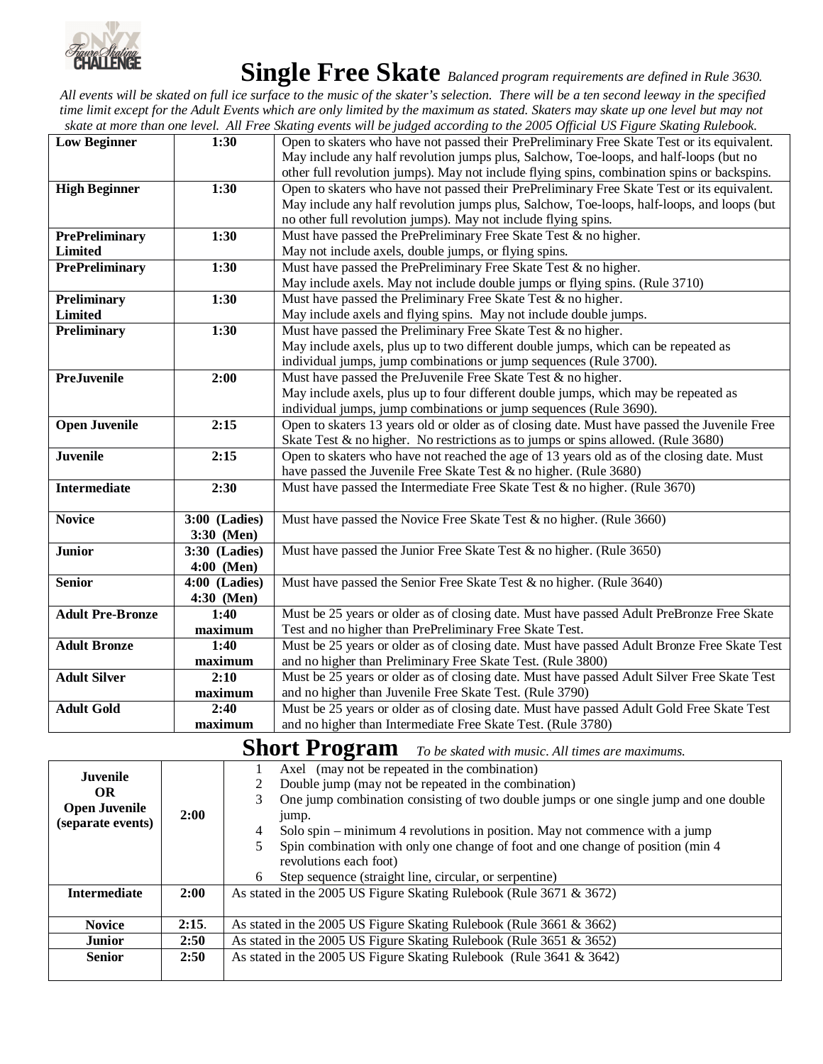# Single Free Skate *Balanced program requirements are defined in Rule 3630.*

*All events will be skated on full ice surface to the music of the skater's selection. There will be a ten second leeway in the specified time limit except for the Adult Events which are only limited by the maximum as stated. Skaters may skate up one level but may not skate at more than one level. All Free Skating events will be judged according to the 2005 Official US Figure Skating Rulebook.*

| | | |
|---|---|---|
| **Low Beginner** | **1:30** | Open to skaters who have not passed their PrePreliminary Free Skate Test or its equivalent. May include any half revolution jumps plus, Salchow, Toe-loops, and half-loops (but no other full revolution jumps). May not include flying spins, combination spins or backspins. |
| **High Beginner** | **1:30** | Open to skaters who have not passed their PrePreliminary Free Skate Test or its equivalent. May include any half revolution jumps plus, Salchow, Toe-loops, half-loops, and loops (but no other full revolution jumps). May not include flying spins. |
| **PrePreliminary Limited** | **1:30** | Must have passed the PrePreliminary Free Skate Test & no higher. May not include axels, double jumps, or flying spins. |
| **PrePreliminary** | **1:30** | Must have passed the PrePreliminary Free Skate Test & no higher. May include axels. May not include double jumps or flying spins. (Rule 3710) |
| **Preliminary Limited** | **1:30** | Must have passed the Preliminary Free Skate Test & no higher. May include axels and flying spins. May not include double jumps. |
| **Preliminary** | **1:30** | Must have passed the Preliminary Free Skate Test & no higher. May include axels, plus up to two different double jumps, which can be repeated as individual jumps, jump combinations or jump sequences (Rule 3700). |
| **PreJuvenile** | **2:00** | Must have passed the PreJuvenile Free Skate Test & no higher. May include axels, plus up to four different double jumps, which may be repeated as individual jumps, jump combinations or jump sequences (Rule 3690). |
| **Open Juvenile** | **2:15** | Open to skaters 13 years old or older as of closing date. Must have passed the Juvenile Free Skate Test & no higher. No restrictions as to jumps or spins allowed. (Rule 3680) |
| **Juvenile** | **2:15** | Open to skaters who have not reached the age of 13 years old as of the closing date. Must have passed the Juvenile Free Skate Test & no higher. (Rule 3680) |
| **Intermediate** | **2:30** | Must have passed the Intermediate Free Skate Test & no higher. (Rule 3670) |
| **Novice** | **3:00 (Ladies) 3:30 (Men)** | Must have passed the Novice Free Skate Test & no higher. (Rule 3660) |
| **Junior** | **3:30 (Ladies) 4:00 (Men)** | Must have passed the Junior Free Skate Test & no higher. (Rule 3650) |
| **Senior** | **4:00 (Ladies) 4:30 (Men)** | Must have passed the Senior Free Skate Test & no higher. (Rule 3640) |
| **Adult Pre-Bronze** | **1:40 maximum** | Must be 25 years or older as of closing date. Must have passed Adult PreBronze Free Skate Test and no higher than PrePreliminary Free Skate Test. |
| **Adult Bronze** | **1:40 maximum** | Must be 25 years or older as of closing date. Must have passed Adult Bronze Free Skate Test and no higher than Preliminary Free Skate Test. (Rule 3800) |
| **Adult Silver** | **2:10 maximum** | Must be 25 years or older as of closing date. Must have passed Adult Silver Free Skate Test and no higher than Juvenile Free Skate Test. (Rule 3790) |
| **Adult Gold** | **2:40 maximum** | Must be 25 years or older as of closing date. Must have passed Adult Gold Free Skate Test and no higher than Intermediate Free Skate Test. (Rule 3780) |

# Short Program *To be skated with music. All times are maximums.*

| | | |
|---|---|---|
| **Juvenile OR Open Juvenile (separate events)** | **2:00** | 1 Axel (may not be repeated in the combination)<br>2 Double jump (may not be repeated in the combination)<br>3 One jump combination consisting of two double jumps or one single jump and one double jump.<br>4 Solo spin – minimum 4 revolutions in position. May not commence with a jump<br>5 Spin combination with only one change of foot and one change of position (min 4 revolutions each foot)<br>6 Step sequence (straight line, circular, or serpentine) |
| **Intermediate** | **2:00** | As stated in the 2005 US Figure Skating Rulebook (Rule 3671 & 3672) |
| **Novice** | **2:15**. | As stated in the 2005 US Figure Skating Rulebook (Rule 3661 & 3662) |
| **Junior** | **2:50** | As stated in the 2005 US Figure Skating Rulebook (Rule 3651 & 3652) |
| **Senior** | **2:50** | As stated in the 2005 US Figure Skating Rulebook (Rule 3641 & 3642) |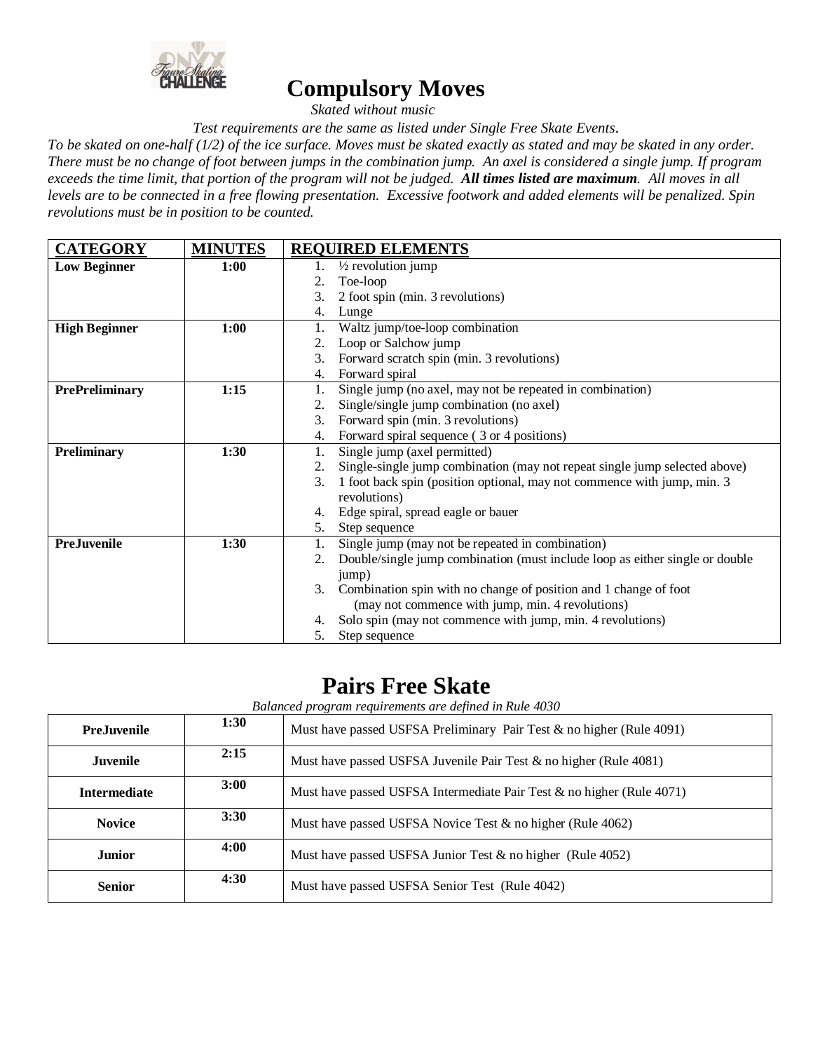# Compulsory Moves

*Skated without music*

*Test requirements are the same as listed under Single Free Skate Events.*

*To be skated on one-half (1/2) of the ice surface. Moves must be skated exactly as stated and may be skated in any order. There must be no change of foot between jumps in the combination jump. An axel is considered a single jump. If program exceeds the time limit, that portion of the program will not be judged.* ***All times listed are maximum****. All moves in all levels are to be connected in a free flowing presentation. Excessive footwork and added elements will be penalized. Spin revolutions must be in position to be counted.*

| CATEGORY | MINUTES | REQUIRED ELEMENTS |
|---|---|---|
| **Low Beginner** | **1:00** | 1. ½ revolution jump<br>2. Toe-loop<br>3. 2 foot spin (min. 3 revolutions)<br>4. Lunge |
| **High Beginner** | **1:00** | 1. Waltz jump/toe-loop combination<br>2. Loop or Salchow jump<br>3. Forward scratch spin (min. 3 revolutions)<br>4. Forward spiral |
| **PrePreliminary** | **1:15** | 1. Single jump (no axel, may not be repeated in combination)<br>2. Single/single jump combination (no axel)<br>3. Forward spin (min. 3 revolutions)<br>4. Forward spiral sequence ( 3 or 4 positions) |
| **Preliminary** | **1:30** | 1. Single jump (axel permitted)<br>2. Single-single jump combination (may not repeat single jump selected above)<br>3. 1 foot back spin (position optional, may not commence with jump, min. 3 revolutions)<br>4. Edge spiral, spread eagle or bauer<br>5. Step sequence |
| **PreJuvenile** | **1:30** | 1. Single jump (may not be repeated in combination)<br>2. Double/single jump combination (must include loop as either single or double jump)<br>3. Combination spin with no change of position and 1 change of foot (may not commence with jump, min. 4 revolutions)<br>4. Solo spin (may not commence with jump, min. 4 revolutions)<br>5. Step sequence |

# Pairs Free Skate

*Balanced program requirements are defined in Rule 4030*

| | | |
|---|---|---|
| **PreJuvenile** | **1:30** | Must have passed USFSA Preliminary Pair Test & no higher (Rule 4091) |
| **Juvenile** | **2:15** | Must have passed USFSA Juvenile Pair Test & no higher (Rule 4081) |
| **Intermediate** | **3:00** | Must have passed USFSA Intermediate Pair Test & no higher (Rule 4071) |
| **Novice** | **3:30** | Must have passed USFSA Novice Test & no higher (Rule 4062) |
| **Junior** | **4:00** | Must have passed USFSA Junior Test & no higher (Rule 4052) |
| **Senior** | **4:30** | Must have passed USFSA Senior Test (Rule 4042) |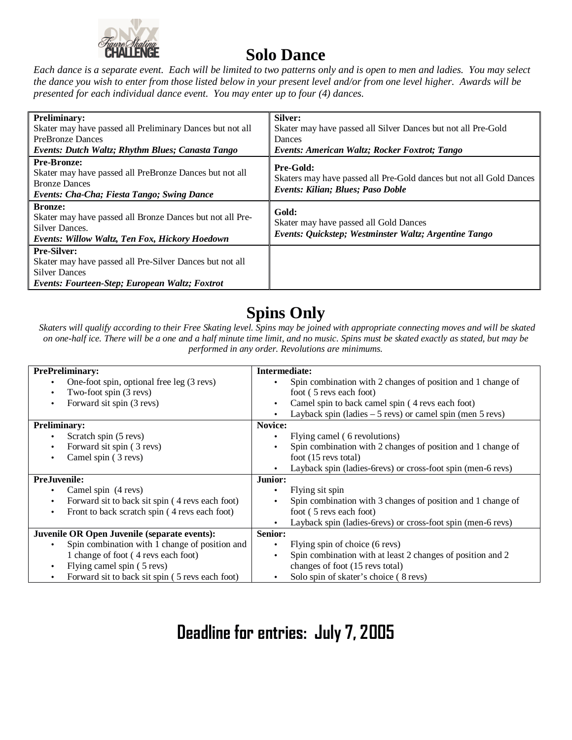## Solo Dance

*Each dance is a separate event. Each will be limited to two patterns only and is open to men and ladies. You may select the dance you wish to enter from those listed below in your present level and/or from one level higher. Awards will be presented for each individual dance event. You may enter up to four (4) dances.*

| | |
|---|---|
| **Preliminary:**<br>Skater may have passed all Preliminary Dances but not all PreBronze Dances<br>***Events: Dutch Waltz; Rhythm Blues; Canasta Tango*** | **Silver:**<br>Skater may have passed all Silver Dances but not all Pre-Gold Dances<br>***Events: American Waltz; Rocker Foxtrot; Tango*** |
| **Pre-Bronze:**<br>Skater may have passed all PreBronze Dances but not all Bronze Dances<br>***Events: Cha-Cha; Fiesta Tango; Swing Dance*** | **Pre-Gold:**<br>Skaters may have passed all Pre-Gold dances but not all Gold Dances<br>***Events: Kilian; Blues; Paso Doble*** |
| **Bronze:**<br>Skater may have passed all Bronze Dances but not all Pre-Silver Dances.<br>***Events: Willow Waltz, Ten Fox, Hickory Hoedown*** | **Gold:**<br>Skater may have passed all Gold Dances<br>***Events: Quickstep; Westminster Waltz; Argentine Tango*** |
| **Pre-Silver:**<br>Skater may have passed all Pre-Silver Dances but not all Silver Dances<br>***Events: Fourteen-Step; European Waltz; Foxtrot*** | |

## Spins Only

*Skaters will qualify according to their Free Skating level. Spins may be joined with appropriate connecting moves and will be skated on one-half ice. There will be a one and a half minute time limit, and no music. Spins must be skated exactly as stated, but may be performed in any order. Revolutions are minimums.*

| | |
|---|---|
| **PrePreliminary:**<br>• One-foot spin, optional free leg (3 revs)<br>• Two-foot spin (3 revs)<br>• Forward sit spin (3 revs) | **Intermediate:**<br>• Spin combination with 2 changes of position and 1 change of foot ( 5 revs each foot)<br>• Camel spin to back camel spin ( 4 revs each foot)<br>• Layback spin (ladies – 5 revs) or camel spin (men 5 revs) |
| **Preliminary:**<br>• Scratch spin (5 revs)<br>• Forward sit spin ( 3 revs)<br>• Camel spin ( 3 revs) | **Novice:**<br>• Flying camel ( 6 revolutions)<br>• Spin combination with 2 changes of position and 1 change of foot (15 revs total)<br>• Layback spin (ladies-6revs) or cross-foot spin (men-6 revs) |
| **PreJuvenile:**<br>• Camel spin (4 revs)<br>• Forward sit to back sit spin ( 4 revs each foot)<br>• Front to back scratch spin ( 4 revs each foot) | **Junior:**<br>• Flying sit spin<br>• Spin combination with 3 changes of position and 1 change of foot ( 5 revs each foot)<br>• Layback spin (ladies-6revs) or cross-foot spin (men-6 revs) |
| **Juvenile OR Open Juvenile (separate events):**<br>• Spin combination with 1 change of position and 1 change of foot ( 4 revs each foot)<br>• Flying camel spin ( 5 revs)<br>• Forward sit to back sit spin ( 5 revs each foot) | **Senior:**<br>• Flying spin of choice (6 revs)<br>• Spin combination with at least 2 changes of position and 2 changes of foot (15 revs total)<br>• Solo spin of skater's choice ( 8 revs) |

## Deadline for entries: July 7, 2005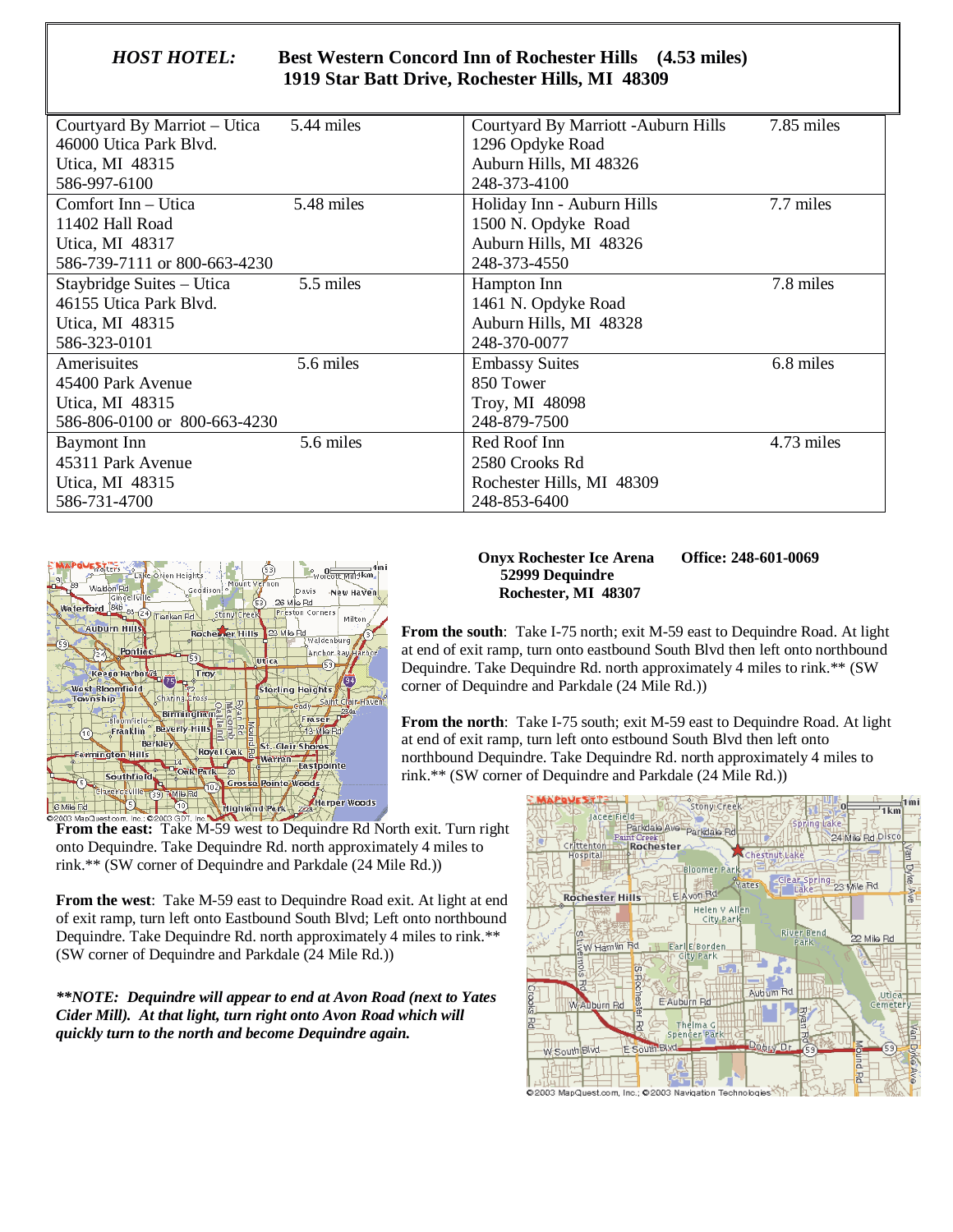**HOST HOTEL:** **Best Western Concord Inn of Rochester Hills (4.53 miles)**
**1919 Star Batt Drive, Rochester Hills, MI 48309**

| | |
|---|---|
| Courtyard By Marriot – Utica 5.44 miles<br>46000 Utica Park Blvd.<br>Utica, MI 48315<br>586-997-6100 | Courtyard By Marriott -Auburn Hills 7.85 miles<br>1296 Opdyke Road<br>Auburn Hills, MI 48326<br>248-373-4100 |
| Comfort Inn – Utica 5.48 miles<br>11402 Hall Road<br>Utica, MI 48317<br>586-739-7111 or 800-663-4230 | Holiday Inn - Auburn Hills 7.7 miles<br>1500 N. Opdyke Road<br>Auburn Hills, MI 48326<br>248-373-4550 |
| Staybridge Suites – Utica 5.5 miles<br>46155 Utica Park Blvd.<br>Utica, MI 48315<br>586-323-0101 | Hampton Inn 7.8 miles<br>1461 N. Opdyke Road<br>Auburn Hills, MI 48328<br>248-370-0077 |
| Amerisuites 5.6 miles<br>45400 Park Avenue<br>Utica, MI 48315<br>586-806-0100 or 800-663-4230 | Embassy Suites 6.8 miles<br>850 Tower<br>Troy, MI 48098<br>248-879-7500 |
| Baymont Inn 5.6 miles<br>45311 Park Avenue<br>Utica, MI 48315<br>586-731-4700 | Red Roof Inn 4.73 miles<br>2580 Crooks Rd<br>Rochester Hills, MI 48309<br>248-853-6400 |

**Onyx Rochester Ice Arena** **Office: 248-601-0069**
**52999 Dequindre**
**Rochester, MI 48307**

**From the south**: Take I-75 north; exit M-59 east to Dequindre Road. At light at end of exit ramp, turn onto eastbound South Blvd then left onto northbound Dequindre. Take Dequindre Rd. north approximately 4 miles to rink.** (SW corner of Dequindre and Parkdale (24 Mile Rd.))

**From the north**: Take I-75 south; exit M-59 east to Dequindre Road. At light at end of exit ramp, turn left onto estbound South Blvd then left onto northbound Dequindre. Take Dequindre Rd. north approximately 4 miles to rink.** (SW corner of Dequindre and Parkdale (24 Mile Rd.))

**From the east:** Take M-59 west to Dequindre Rd North exit. Turn right onto Dequindre. Take Dequindre Rd. north approximately 4 miles to rink.** (SW corner of Dequindre and Parkdale (24 Mile Rd.))

**From the west**: Take M-59 east to Dequindre Road exit. At light at end of exit ramp, turn left onto Eastbound South Blvd; Left onto northbound Dequindre. Take Dequindre Rd. north approximately 4 miles to rink.** (SW corner of Dequindre and Parkdale (24 Mile Rd.))

***\*\*NOTE: Dequindre will appear to end at Avon Road (next to Yates Cider Mill). At that light, turn right onto Avon Road which will quickly turn to the north and become Dequindre again.***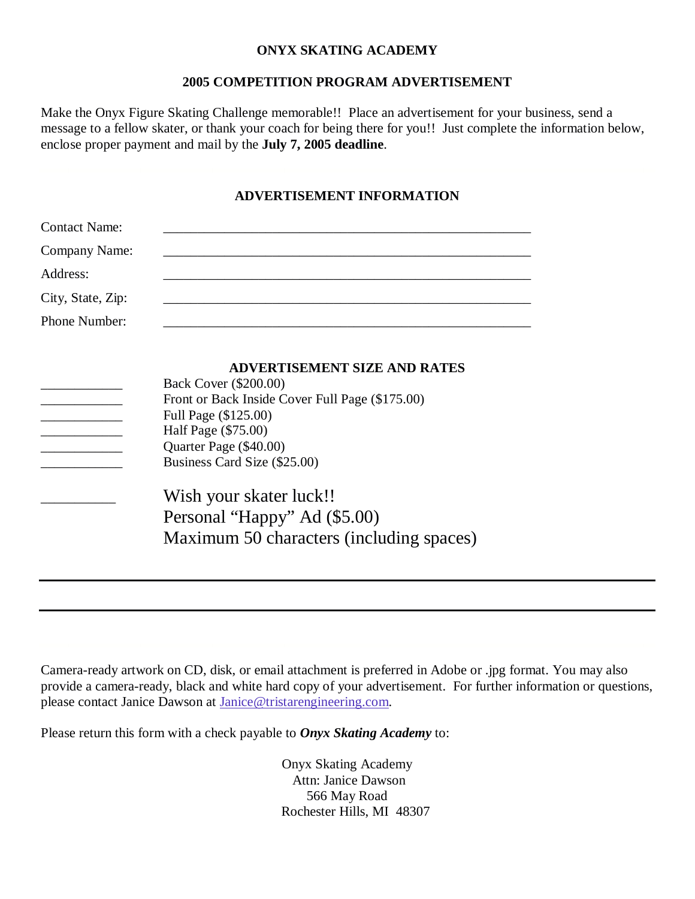**ONYX SKATING ACADEMY**

**2005 COMPETITION PROGRAM ADVERTISEMENT**

Make the Onyx Figure Skating Challenge memorable!! Place an advertisement for your business, send a message to a fellow skater, or thank your coach for being there for you!! Just complete the information below, enclose proper payment and mail by the **July 7, 2005 deadline**.

**ADVERTISEMENT INFORMATION**

Contact Name: ______________________________________________________

Company Name: ______________________________________________________

Address: ______________________________________________________

City, State, Zip: ______________________________________________________

Phone Number: ______________________________________________________

**ADVERTISEMENT SIZE AND RATES**

____________ Back Cover ($200.00)
____________ Front or Back Inside Cover Full Page ($175.00)
____________ Full Page ($125.00)
____________ Half Page ($75.00)
____________ Quarter Page ($40.00)
____________ Business Card Size ($25.00)

__________ Wish your skater luck!!
Personal "Happy" Ad ($5.00)
Maximum 50 characters (including spaces)

---

---

Camera-ready artwork on CD, disk, or email attachment is preferred in Adobe or .jpg format. You may also provide a camera-ready, black and white hard copy of your advertisement. For further information or questions, please contact Janice Dawson at Janice@tristarengineering.com.

Please return this form with a check payable to ***Onyx Skating Academy*** to:

Onyx Skating Academy
Attn: Janice Dawson
566 May Road
Rochester Hills, MI 48307